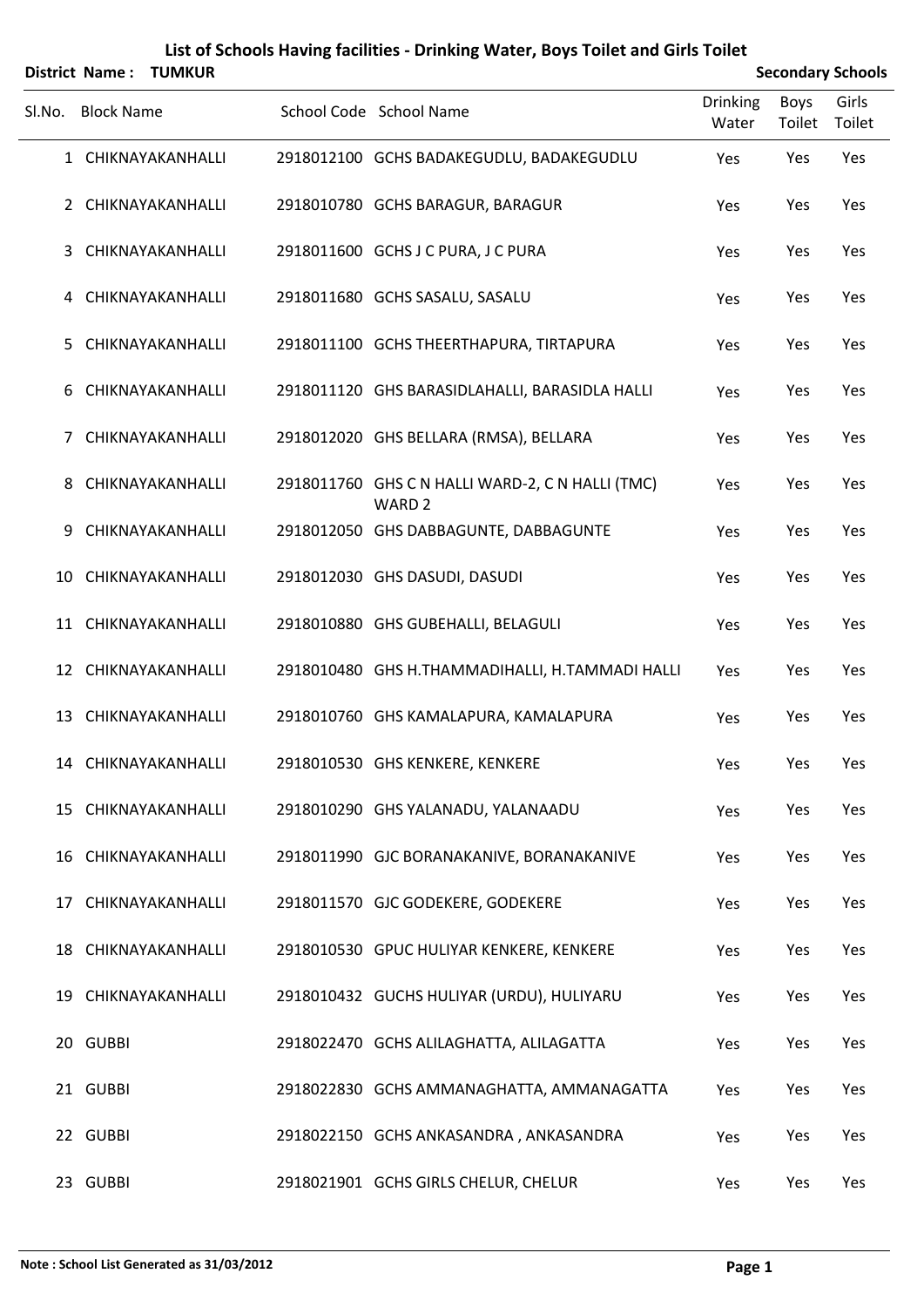# List of Schools Having facilities - Drinking Water, Boys Toilet and Girls Toilet

**District Name : TUMKUR** | **Secondary Schools**

| Sl.No. | Block Name | School Code | School Name | Drinking Water | Boys Toilet | Girls Toilet |
|---|---|---|---|---|---|---|
| 1 | CHIKNAYAKANHALLI | 2918012100 | GCHS BADAKEGUDLU, BADAKEGUDLU | Yes | Yes | Yes |
| 2 | CHIKNAYAKANHALLI | 2918010780 | GCHS BARAGUR, BARAGUR | Yes | Yes | Yes |
| 3 | CHIKNAYAKANHALLI | 2918011600 | GCHS J C PURA, J C PURA | Yes | Yes | Yes |
| 4 | CHIKNAYAKANHALLI | 2918011680 | GCHS SASALU, SASALU | Yes | Yes | Yes |
| 5 | CHIKNAYAKANHALLI | 2918011100 | GCHS THEERTHAPURA, TIRTAPURA | Yes | Yes | Yes |
| 6 | CHIKNAYAKANHALLI | 2918011120 | GHS BARASIDLAHALLI, BARASIDLA HALLI | Yes | Yes | Yes |
| 7 | CHIKNAYAKANHALLI | 2918012020 | GHS BELLARA (RMSA), BELLARA | Yes | Yes | Yes |
| 8 | CHIKNAYAKANHALLI | 2918011760 | GHS C N HALLI WARD-2, C N HALLI (TMC) WARD 2 | Yes | Yes | Yes |
| 9 | CHIKNAYAKANHALLI | 2918012050 | GHS DABBAGUNTE, DABBAGUNTE | Yes | Yes | Yes |
| 10 | CHIKNAYAKANHALLI | 2918012030 | GHS DASUDI, DASUDI | Yes | Yes | Yes |
| 11 | CHIKNAYAKANHALLI | 2918010880 | GHS GUBEHALLI, BELAGULI | Yes | Yes | Yes |
| 12 | CHIKNAYAKANHALLI | 2918010480 | GHS H.THAMMADIHALLI, H.TAMMADI HALLI | Yes | Yes | Yes |
| 13 | CHIKNAYAKANHALLI | 2918010760 | GHS KAMALAPURA, KAMALAPURA | Yes | Yes | Yes |
| 14 | CHIKNAYAKANHALLI | 2918010530 | GHS KENKERE, KENKERE | Yes | Yes | Yes |
| 15 | CHIKNAYAKANHALLI | 2918010290 | GHS YALANADU, YALANAADU | Yes | Yes | Yes |
| 16 | CHIKNAYAKANHALLI | 2918011990 | GJC BORANAKANIVE, BORANAKANIVE | Yes | Yes | Yes |
| 17 | CHIKNAYAKANHALLI | 2918011570 | GJC GODEKERE, GODEKERE | Yes | Yes | Yes |
| 18 | CHIKNAYAKANHALLI | 2918010530 | GPUC HULIYAR KENKERE, KENKERE | Yes | Yes | Yes |
| 19 | CHIKNAYAKANHALLI | 2918010432 | GUCHS HULIYAR (URDU), HULIYARU | Yes | Yes | Yes |
| 20 | GUBBI | 2918022470 | GCHS ALILAGHATTA, ALILAGATTA | Yes | Yes | Yes |
| 21 | GUBBI | 2918022830 | GCHS AMMANAGHATTA, AMMANAGATTA | Yes | Yes | Yes |
| 22 | GUBBI | 2918022150 | GCHS ANKASANDRA , ANKASANDRA | Yes | Yes | Yes |
| 23 | GUBBI | 2918021901 | GCHS GIRLS CHELUR, CHELUR | Yes | Yes | Yes |

**Note : School List Generated as 31/03/2012**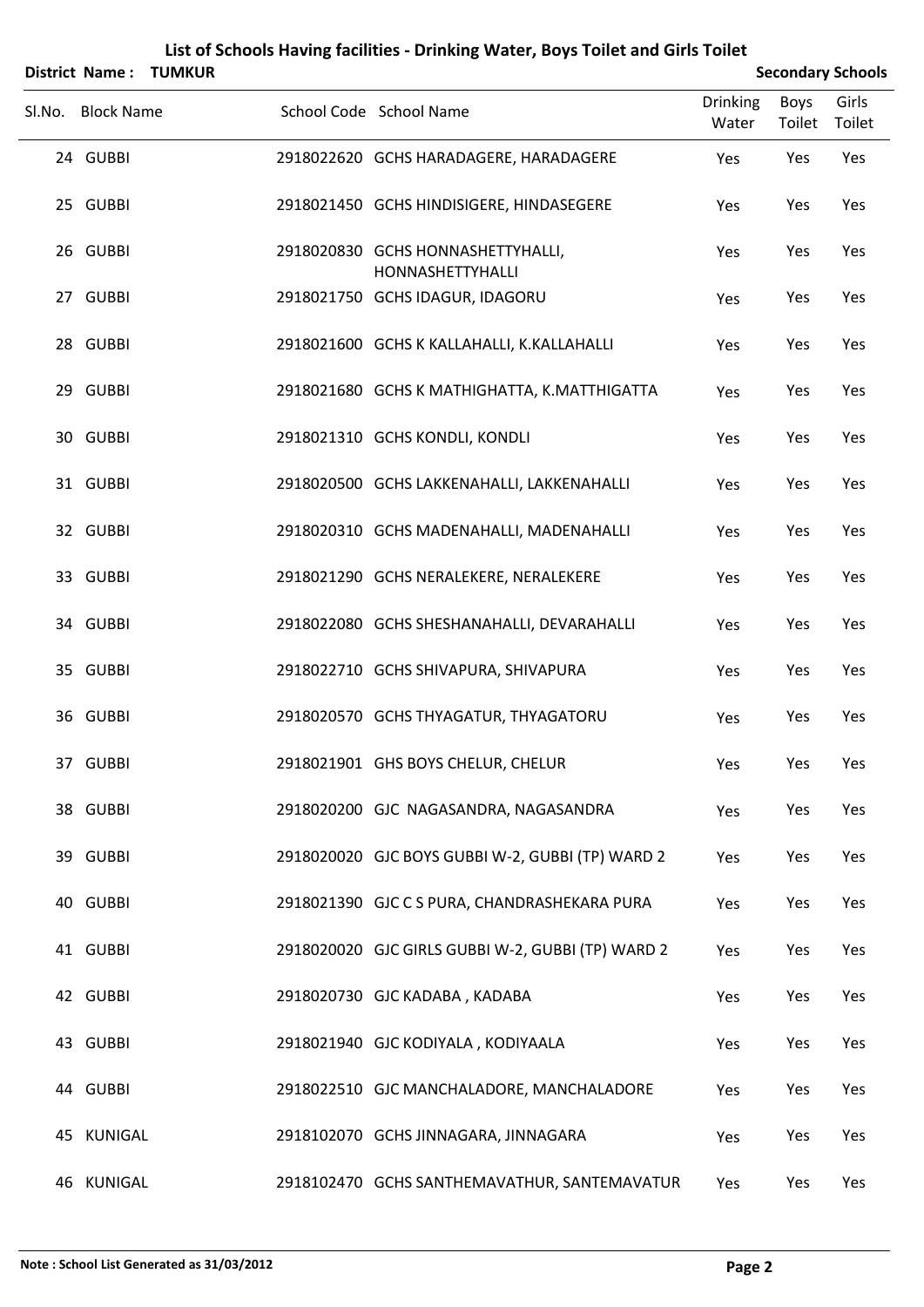# List of Schools Having facilities - Drinking Water, Boys Toilet and Girls Toilet

**District Name : TUMKUR** **Secondary Schools**

| Sl.No. | Block Name | School Code | School Name | Drinking Water | Boys Toilet | Girls Toilet |
|---|---|---|---|---|---|---|
| 24 | GUBBI | 2918022620 | GCHS HARADAGERE, HARADAGERE | Yes | Yes | Yes |
| 25 | GUBBI | 2918021450 | GCHS HINDISIGERE, HINDASEGERE | Yes | Yes | Yes |
| 26 | GUBBI | 2918020830 | GCHS HONNASHETTYHALLI, HONNASHETTYHALLI | Yes | Yes | Yes |
| 27 | GUBBI | 2918021750 | GCHS IDAGUR, IDAGORU | Yes | Yes | Yes |
| 28 | GUBBI | 2918021600 | GCHS K KALLAHALLI, K.KALLAHALLI | Yes | Yes | Yes |
| 29 | GUBBI | 2918021680 | GCHS K MATHIGHATTA, K.MATTHIGATTA | Yes | Yes | Yes |
| 30 | GUBBI | 2918021310 | GCHS KONDLI, KONDLI | Yes | Yes | Yes |
| 31 | GUBBI | 2918020500 | GCHS LAKKENAHALLI, LAKKENAHALLI | Yes | Yes | Yes |
| 32 | GUBBI | 2918020310 | GCHS MADENAHALLI, MADENAHALLI | Yes | Yes | Yes |
| 33 | GUBBI | 2918021290 | GCHS NERALEKERE, NERALEKERE | Yes | Yes | Yes |
| 34 | GUBBI | 2918022080 | GCHS SHESHANAHALLI, DEVARAHALLI | Yes | Yes | Yes |
| 35 | GUBBI | 2918022710 | GCHS SHIVAPURA, SHIVAPURA | Yes | Yes | Yes |
| 36 | GUBBI | 2918020570 | GCHS THYAGATUR, THYAGATORU | Yes | Yes | Yes |
| 37 | GUBBI | 2918021901 | GHS BOYS CHELUR, CHELUR | Yes | Yes | Yes |
| 38 | GUBBI | 2918020200 | GJC NAGASANDRA, NAGASANDRA | Yes | Yes | Yes |
| 39 | GUBBI | 2918020020 | GJC BOYS GUBBI W-2, GUBBI (TP) WARD 2 | Yes | Yes | Yes |
| 40 | GUBBI | 2918021390 | GJC C S PURA, CHANDRASHEKARA PURA | Yes | Yes | Yes |
| 41 | GUBBI | 2918020020 | GJC GIRLS GUBBI W-2, GUBBI (TP) WARD 2 | Yes | Yes | Yes |
| 42 | GUBBI | 2918020730 | GJC KADABA , KADABA | Yes | Yes | Yes |
| 43 | GUBBI | 2918021940 | GJC KODIYALA , KODIYAALA | Yes | Yes | Yes |
| 44 | GUBBI | 2918022510 | GJC MANCHALADORE, MANCHALADORE | Yes | Yes | Yes |
| 45 | KUNIGAL | 2918102070 | GCHS JINNAGARA, JINNAGARA | Yes | Yes | Yes |
| 46 | KUNIGAL | 2918102470 | GCHS SANTHEMAVATHUR, SANTEMAVATUR | Yes | Yes | Yes |

**Note : School List Generated as 31/03/2012**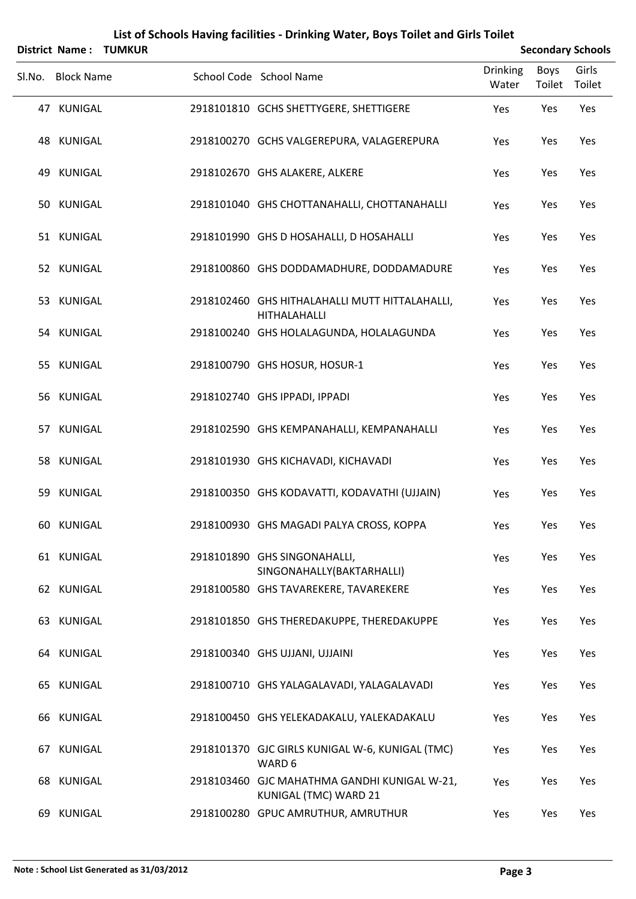# List of Schools Having facilities - Drinking Water, Boys Toilet and Girls Toilet

**District Name : TUMKUR** | **Secondary Schools**

| Sl.No. | Block Name | School Code | School Name | Drinking Water | Boys Toilet | Girls Toilet |
|---|---|---|---|---|---|---|
| 47 | KUNIGAL | 2918101810 | GCHS SHETTYGERE, SHETTIGERE | Yes | Yes | Yes |
| 48 | KUNIGAL | 2918100270 | GCHS VALGEREPURA, VALAGEREPURA | Yes | Yes | Yes |
| 49 | KUNIGAL | 2918102670 | GHS ALAKERE, ALKERE | Yes | Yes | Yes |
| 50 | KUNIGAL | 2918101040 | GHS CHOTTANAHALLI, CHOTTANAHALLI | Yes | Yes | Yes |
| 51 | KUNIGAL | 2918101990 | GHS D HOSAHALLI, D HOSAHALLI | Yes | Yes | Yes |
| 52 | KUNIGAL | 2918100860 | GHS DODDAMADHURE, DODDAMADURE | Yes | Yes | Yes |
| 53 | KUNIGAL | 2918102460 | GHS HITHALAHALLI MUTT HITTALAHALLI, HITHALAHALLI | Yes | Yes | Yes |
| 54 | KUNIGAL | 2918100240 | GHS HOLALAGUNDA, HOLALAGUNDA | Yes | Yes | Yes |
| 55 | KUNIGAL | 2918100790 | GHS HOSUR, HOSUR-1 | Yes | Yes | Yes |
| 56 | KUNIGAL | 2918102740 | GHS IPPADI, IPPADI | Yes | Yes | Yes |
| 57 | KUNIGAL | 2918102590 | GHS KEMPANAHALLI, KEMPANAHALLI | Yes | Yes | Yes |
| 58 | KUNIGAL | 2918101930 | GHS KICHAVADI, KICHAVADI | Yes | Yes | Yes |
| 59 | KUNIGAL | 2918100350 | GHS KODAVATTI, KODAVATHI (UJJAIN) | Yes | Yes | Yes |
| 60 | KUNIGAL | 2918100930 | GHS MAGADI PALYA CROSS, KOPPA | Yes | Yes | Yes |
| 61 | KUNIGAL | 2918101890 | GHS SINGONAHALLI, SINGONAHALLY(BAKTARHALLI) | Yes | Yes | Yes |
| 62 | KUNIGAL | 2918100580 | GHS TAVAREKERE, TAVAREKERE | Yes | Yes | Yes |
| 63 | KUNIGAL | 2918101850 | GHS THEREDAKUPPE, THEREDAKUPPE | Yes | Yes | Yes |
| 64 | KUNIGAL | 2918100340 | GHS UJJANI, UJJAINI | Yes | Yes | Yes |
| 65 | KUNIGAL | 2918100710 | GHS YALAGALAVADI, YALAGALAVADI | Yes | Yes | Yes |
| 66 | KUNIGAL | 2918100450 | GHS YELEKADAKALU, YALEKADAKALU | Yes | Yes | Yes |
| 67 | KUNIGAL | 2918101370 | GJC GIRLS KUNIGAL W-6, KUNIGAL (TMC) WARD 6 | Yes | Yes | Yes |
| 68 | KUNIGAL | 2918103460 | GJC MAHATHMA GANDHI KUNIGAL W-21, KUNIGAL (TMC) WARD 21 | Yes | Yes | Yes |
| 69 | KUNIGAL | 2918100280 | GPUC AMRUTHUR, AMRUTHUR | Yes | Yes | Yes |

**Note : School List Generated as 31/03/2012**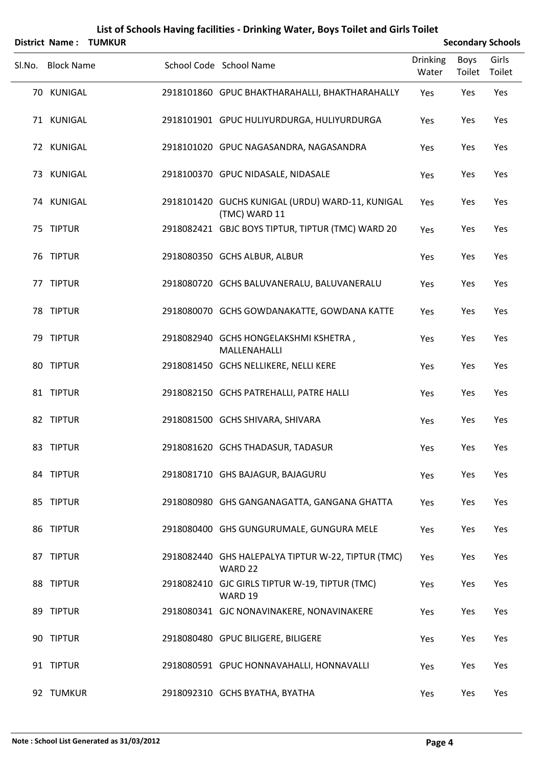# List of Schools Having facilities - Drinking Water, Boys Toilet and Girls Toilet

**District Name : TUMKUR** **Secondary Schools**

| Sl.No. | Block Name | School Code | School Name | Drinking Water | Boys Toilet | Girls Toilet |
|---|---|---|---|---|---|---|
| 70 | KUNIGAL | 2918101860 | GPUC BHAKTHARAHALLI, BHAKTHARAHALLY | Yes | Yes | Yes |
| 71 | KUNIGAL | 2918101901 | GPUC HULIYURDURGA, HULIYURDURGA | Yes | Yes | Yes |
| 72 | KUNIGAL | 2918101020 | GPUC NAGASANDRA, NAGASANDRA | Yes | Yes | Yes |
| 73 | KUNIGAL | 2918100370 | GPUC NIDASALE, NIDASALE | Yes | Yes | Yes |
| 74 | KUNIGAL | 2918101420 | GUCHS KUNIGAL (URDU) WARD-11, KUNIGAL (TMC) WARD 11 | Yes | Yes | Yes |
| 75 | TIPTUR | 2918082421 | GBJC BOYS TIPTUR, TIPTUR (TMC) WARD 20 | Yes | Yes | Yes |
| 76 | TIPTUR | 2918080350 | GCHS ALBUR, ALBUR | Yes | Yes | Yes |
| 77 | TIPTUR | 2918080720 | GCHS BALUVANERALU, BALUVANERALU | Yes | Yes | Yes |
| 78 | TIPTUR | 2918080070 | GCHS GOWDANAKATTE, GOWDANA KATTE | Yes | Yes | Yes |
| 79 | TIPTUR | 2918082940 | GCHS HONGELAKSHMI KSHETRA , MALLENAHALLI | Yes | Yes | Yes |
| 80 | TIPTUR | 2918081450 | GCHS NELLIKERE, NELLI KERE | Yes | Yes | Yes |
| 81 | TIPTUR | 2918082150 | GCHS PATREHALLI, PATRE HALLI | Yes | Yes | Yes |
| 82 | TIPTUR | 2918081500 | GCHS SHIVARA, SHIVARA | Yes | Yes | Yes |
| 83 | TIPTUR | 2918081620 | GCHS THADASUR, TADASUR | Yes | Yes | Yes |
| 84 | TIPTUR | 2918081710 | GHS BAJAGUR, BAJAGURU | Yes | Yes | Yes |
| 85 | TIPTUR | 2918080980 | GHS GANGANAGATTA, GANGANA GHATTA | Yes | Yes | Yes |
| 86 | TIPTUR | 2918080400 | GHS GUNGURUMALE, GUNGURA MELE | Yes | Yes | Yes |
| 87 | TIPTUR | 2918082440 | GHS HALEPALYA TIPTUR W-22, TIPTUR (TMC) WARD 22 | Yes | Yes | Yes |
| 88 | TIPTUR | 2918082410 | GJC GIRLS TIPTUR W-19, TIPTUR (TMC) WARD 19 | Yes | Yes | Yes |
| 89 | TIPTUR | 2918080341 | GJC NONAVINAKERE, NONAVINAKERE | Yes | Yes | Yes |
| 90 | TIPTUR | 2918080480 | GPUC BILIGERE, BILIGERE | Yes | Yes | Yes |
| 91 | TIPTUR | 2918080591 | GPUC HONNAVAHALLI, HONNAVALLI | Yes | Yes | Yes |
| 92 | TUMKUR | 2918092310 | GCHS BYATHA, BYATHA | Yes | Yes | Yes |

**Note : School List Generated as 31/03/2012**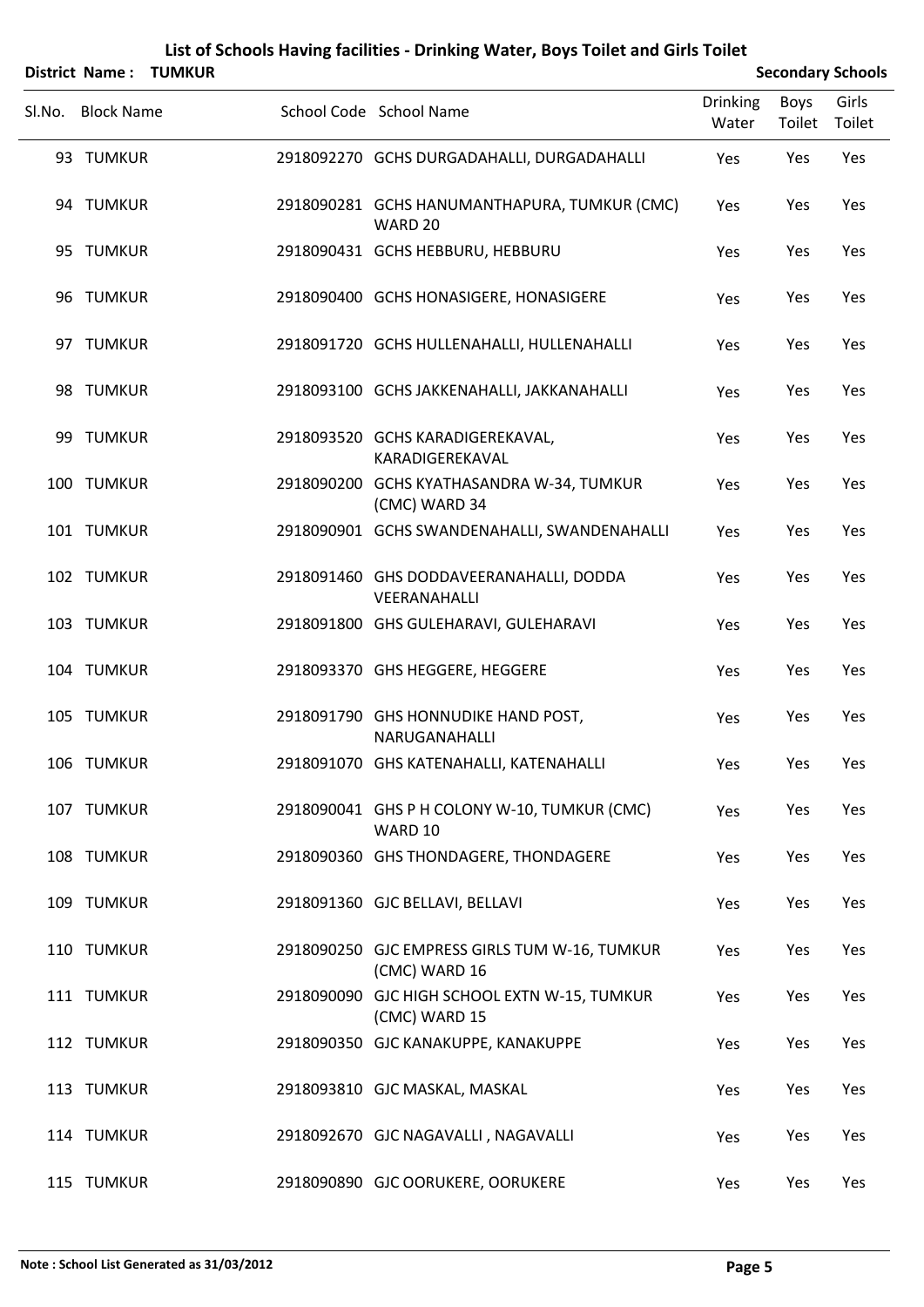# List of Schools Having facilities - Drinking Water, Boys Toilet and Girls Toilet

**District Name : TUMKUR** — **Secondary Schools**

| Sl.No. | Block Name | School Code | School Name | Drinking Water | Boys Toilet | Girls Toilet |
|---|---|---|---|---|---|---|
| 93 | TUMKUR | 2918092270 | GCHS DURGADAHALLI, DURGADAHALLI | Yes | Yes | Yes |
| 94 | TUMKUR | 2918090281 | GCHS HANUMANTHAPURA, TUMKUR (CMC) WARD 20 | Yes | Yes | Yes |
| 95 | TUMKUR | 2918090431 | GCHS HEBBURU, HEBBURU | Yes | Yes | Yes |
| 96 | TUMKUR | 2918090400 | GCHS HONASIGERE, HONASIGERE | Yes | Yes | Yes |
| 97 | TUMKUR | 2918091720 | GCHS HULLENAHALLI, HULLENAHALLI | Yes | Yes | Yes |
| 98 | TUMKUR | 2918093100 | GCHS JAKKENAHALLI, JAKKANAHALLI | Yes | Yes | Yes |
| 99 | TUMKUR | 2918093520 | GCHS KARADIGEREKAVAL, KARADIGEREKAVAL | Yes | Yes | Yes |
| 100 | TUMKUR | 2918090200 | GCHS KYATHASANDRA W-34, TUMKUR (CMC) WARD 34 | Yes | Yes | Yes |
| 101 | TUMKUR | 2918090901 | GCHS SWANDENAHALLI, SWANDENAHALLI | Yes | Yes | Yes |
| 102 | TUMKUR | 2918091460 | GHS DODDAVEERANAHALLI, DODDA VEERANAHALLI | Yes | Yes | Yes |
| 103 | TUMKUR | 2918091800 | GHS GULEHARAVI, GULEHARAVI | Yes | Yes | Yes |
| 104 | TUMKUR | 2918093370 | GHS HEGGERE, HEGGERE | Yes | Yes | Yes |
| 105 | TUMKUR | 2918091790 | GHS HONNUDIKE HAND POST, NARUGANAHALLI | Yes | Yes | Yes |
| 106 | TUMKUR | 2918091070 | GHS KATENAHALLI, KATENAHALLI | Yes | Yes | Yes |
| 107 | TUMKUR | 2918090041 | GHS P H COLONY W-10, TUMKUR (CMC) WARD 10 | Yes | Yes | Yes |
| 108 | TUMKUR | 2918090360 | GHS THONDAGERE, THONDAGERE | Yes | Yes | Yes |
| 109 | TUMKUR | 2918091360 | GJC BELLAVI, BELLAVI | Yes | Yes | Yes |
| 110 | TUMKUR | 2918090250 | GJC EMPRESS GIRLS TUM W-16, TUMKUR (CMC) WARD 16 | Yes | Yes | Yes |
| 111 | TUMKUR | 2918090090 | GJC HIGH SCHOOL EXTN W-15, TUMKUR (CMC) WARD 15 | Yes | Yes | Yes |
| 112 | TUMKUR | 2918090350 | GJC KANAKUPPE, KANAKUPPE | Yes | Yes | Yes |
| 113 | TUMKUR | 2918093810 | GJC MASKAL, MASKAL | Yes | Yes | Yes |
| 114 | TUMKUR | 2918092670 | GJC NAGAVALLI , NAGAVALLI | Yes | Yes | Yes |
| 115 | TUMKUR | 2918090890 | GJC OORUKERE, OORUKERE | Yes | Yes | Yes |

**Note : School List Generated as 31/03/2012**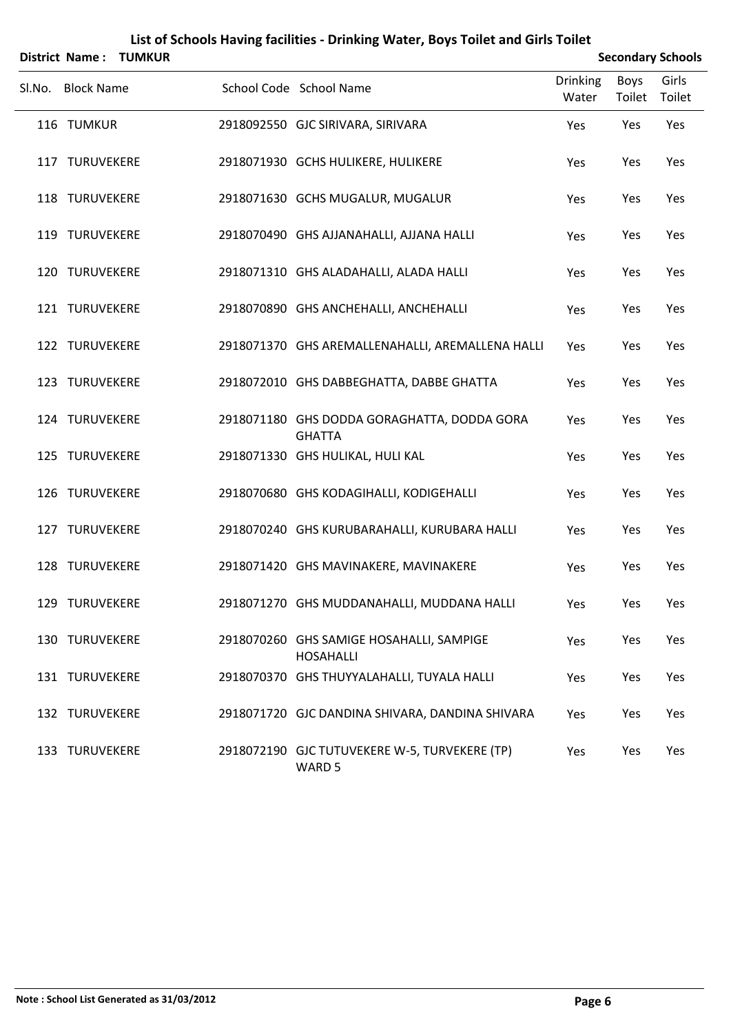# List of Schools Having facilities - Drinking Water, Boys Toilet and Girls Toilet

**District Name : TUMKUR** **Secondary Schools**

| Sl.No. | Block Name | School Code | School Name | Drinking Water | Boys Toilet | Girls Toilet |
|---|---|---|---|---|---|---|
| 116 | TUMKUR | 2918092550 | GJC SIRIVARA, SIRIVARA | Yes | Yes | Yes |
| 117 | TURUVEKERE | 2918071930 | GCHS HULIKERE, HULIKERE | Yes | Yes | Yes |
| 118 | TURUVEKERE | 2918071630 | GCHS MUGALUR, MUGALUR | Yes | Yes | Yes |
| 119 | TURUVEKERE | 2918070490 | GHS AJJANAHALLI, AJJANA HALLI | Yes | Yes | Yes |
| 120 | TURUVEKERE | 2918071310 | GHS ALADAHALLI, ALADA HALLI | Yes | Yes | Yes |
| 121 | TURUVEKERE | 2918070890 | GHS ANCHEHALLI, ANCHEHALLI | Yes | Yes | Yes |
| 122 | TURUVEKERE | 2918071370 | GHS AREMALLENAHALLI, AREMALLENA HALLI | Yes | Yes | Yes |
| 123 | TURUVEKERE | 2918072010 | GHS DABBEGHATTA, DABBE GHATTA | Yes | Yes | Yes |
| 124 | TURUVEKERE | 2918071180 | GHS DODDA GORAGHATTA, DODDA GORA GHATTA | Yes | Yes | Yes |
| 125 | TURUVEKERE | 2918071330 | GHS HULIKAL, HULI KAL | Yes | Yes | Yes |
| 126 | TURUVEKERE | 2918070680 | GHS KODAGIHALLI, KODIGEHALLI | Yes | Yes | Yes |
| 127 | TURUVEKERE | 2918070240 | GHS KURUBARAHALLI, KURUBARA HALLI | Yes | Yes | Yes |
| 128 | TURUVEKERE | 2918071420 | GHS MAVINAKERE, MAVINAKERE | Yes | Yes | Yes |
| 129 | TURUVEKERE | 2918071270 | GHS MUDDANAHALLI, MUDDANA HALLI | Yes | Yes | Yes |
| 130 | TURUVEKERE | 2918070260 | GHS SAMIGE HOSAHALLI, SAMPIGE HOSAHALLI | Yes | Yes | Yes |
| 131 | TURUVEKERE | 2918070370 | GHS THUYYALAHALLI, TUYALA HALLI | Yes | Yes | Yes |
| 132 | TURUVEKERE | 2918071720 | GJC DANDINA SHIVARA, DANDINA SHIVARA | Yes | Yes | Yes |
| 133 | TURUVEKERE | 2918072190 | GJC TUTUVEKERE W-5, TURVEKERE (TP) WARD 5 | Yes | Yes | Yes |

**Note : School List Generated as 31/03/2012**